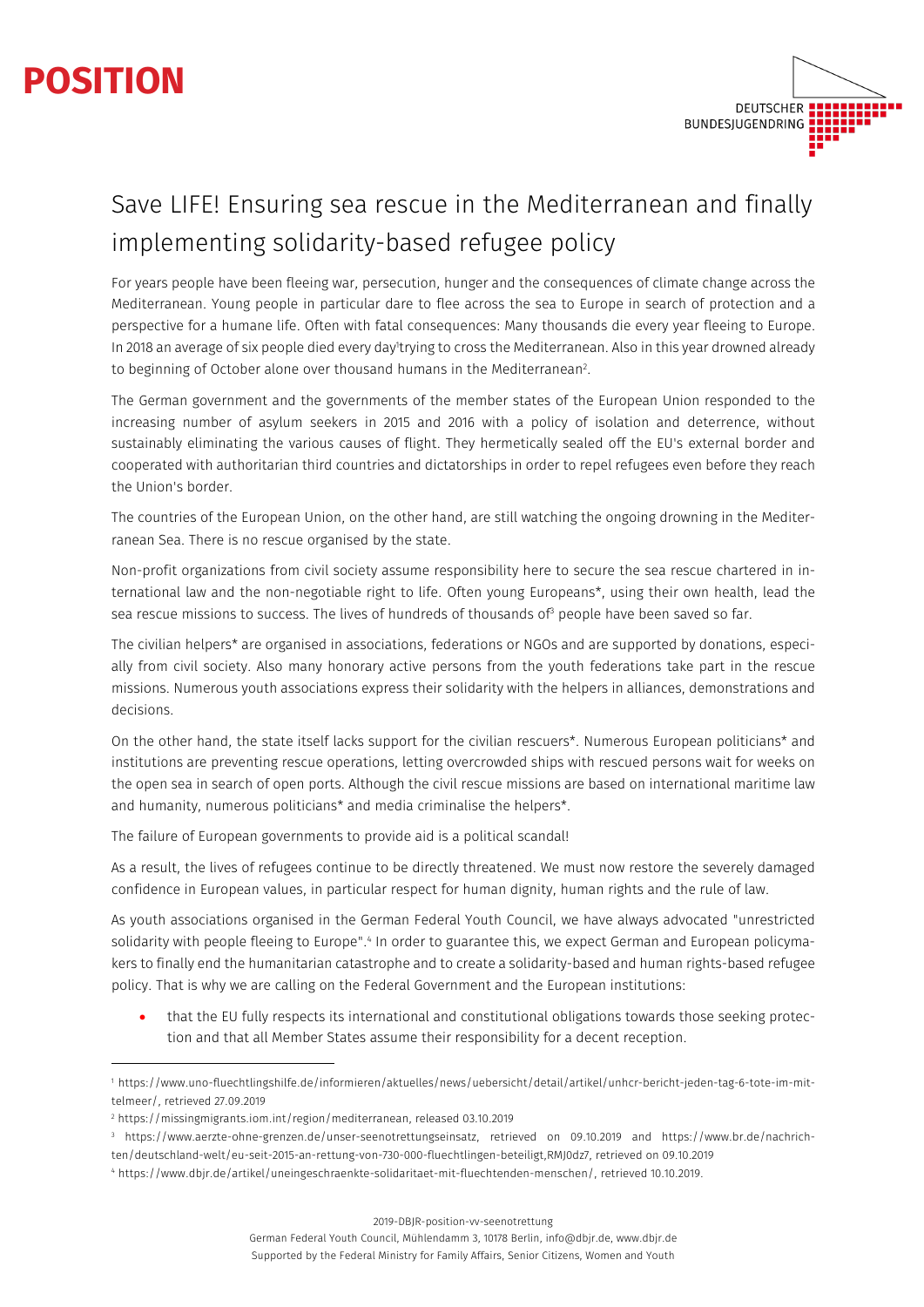# POSITION

DEUTSCHER BUNDESJUGENDRING

## Save LIFE! Ensuring sea rescue in the Mediterranean and finally implementing solidarity-based refugee policy

For years people have been fleeing war, persecution, hunger and the consequences of climate change across the Mediterranean. Young people in particular dare to flee across the sea to Europe in search of protection and a perspective for a humane life. Often with fatal consequences: Many thousands die every year fleeing to Europe. In 2018 an average of six people died every day[1] trying to cross the Mediterranean. Also in this year drowned already to beginning of October alone over thousand humans in the Mediterranean[2].

The German government and the governments of the member states of the European Union responded to the increasing number of asylum seekers in 2015 and 2016 with a policy of isolation and deterrence, without sustainably eliminating the various causes of flight. They hermetically sealed off the EU's external border and cooperated with authoritarian third countries and dictatorships in order to repel refugees even before they reach the Union's border.

The countries of the European Union, on the other hand, are still watching the ongoing drowning in the Mediterranean Sea. There is no rescue organised by the state.

Non-profit organizations from civil society assume responsibility here to secure the sea rescue chartered in international law and the non-negotiable right to life. Often young Europeans*, using their own health, lead the sea rescue missions to success. The lives of hundreds of thousands of[3] people have been saved so far.

The civilian helpers* are organised in associations, federations or NGOs and are supported by donations, especially from civil society. Also many honorary active persons from the youth federations take part in the rescue missions. Numerous youth associations express their solidarity with the helpers in alliances, demonstrations and decisions.

On the other hand, the state itself lacks support for the civilian rescuers*. Numerous European politicians* and institutions are preventing rescue operations, letting overcrowded ships with rescued persons wait for weeks on the open sea in search of open ports. Although the civil rescue missions are based on international maritime law and humanity, numerous politicians* and media criminalise the helpers*.

The failure of European governments to provide aid is a political scandal!

As a result, the lives of refugees continue to be directly threatened. We must now restore the severely damaged confidence in European values, in particular respect for human dignity, human rights and the rule of law.

As youth associations organised in the German Federal Youth Council, we have always advocated "unrestricted solidarity with people fleeing to Europe".[4] In order to guarantee this, we expect German and European policymakers to finally end the humanitarian catastrophe and to create a solidarity-based and human rights-based refugee policy. That is why we are calling on the Federal Government and the European institutions:

- that the EU fully respects its international and constitutional obligations towards those seeking protection and that all Member States assume their responsibility for a decent reception.

---

[1] https://www.uno-fluechtlingshilfe.de/informieren/aktuelles/news/uebersicht/detail/artikel/unhcr-bericht-jeden-tag-6-tote-im-mittelmeer/, retrieved 27.09.2019

[2] https://missingmigrants.iom.int/region/mediterranean, released 03.10.2019

[3] https://www.aerzte-ohne-grenzen.de/unser-seenotrettungseinsatz, retrieved on 09.10.2019 and https://www.br.de/nachrichten/deutschland-welt/eu-seit-2015-an-rettung-von-730-000-fluechtlingen-beteiligt,RMJ0dz7, retrieved on 09.10.2019

[4] https://www.dbjr.de/artikel/uneingeschraenkte-solidaritaet-mit-fluechtenden-menschen/, retrieved 10.10.2019.

2019-DBJR-position-vv-seenotrettung

German Federal Youth Council, Mühlendamm 3, 10178 Berlin, info@dbjr.de, www.dbjr.de

Supported by the Federal Ministry for Family Affairs, Senior Citizens, Women and Youth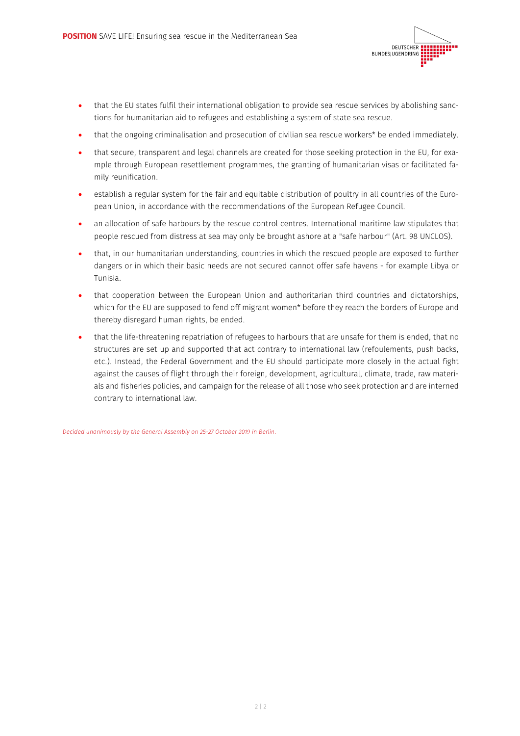- that the EU states fulfil their international obligation to provide sea rescue services by abolishing sanctions for humanitarian aid to refugees and establishing a system of state sea rescue.
- that the ongoing criminalisation and prosecution of civilian sea rescue workers* be ended immediately.
- that secure, transparent and legal channels are created for those seeking protection in the EU, for example through European resettlement programmes, the granting of humanitarian visas or facilitated family reunification.
- establish a regular system for the fair and equitable distribution of poultry in all countries of the European Union, in accordance with the recommendations of the European Refugee Council.
- an allocation of safe harbours by the rescue control centres. International maritime law stipulates that people rescued from distress at sea may only be brought ashore at a "safe harbour" (Art. 98 UNCLOS).
- that, in our humanitarian understanding, countries in which the rescued people are exposed to further dangers or in which their basic needs are not secured cannot offer safe havens - for example Libya or Tunisia.
- that cooperation between the European Union and authoritarian third countries and dictatorships, which for the EU are supposed to fend off migrant women* before they reach the borders of Europe and thereby disregard human rights, be ended.
- that the life-threatening repatriation of refugees to harbours that are unsafe for them is ended, that no structures are set up and supported that act contrary to international law (refoulements, push backs, etc.). Instead, the Federal Government and the EU should participate more closely in the actual fight against the causes of flight through their foreign, development, agricultural, climate, trade, raw materials and fisheries policies, and campaign for the release of all those who seek protection and are interned contrary to international law.

*Decided unanimously by the General Assembly on 25-27 October 2019 in Berlin.*